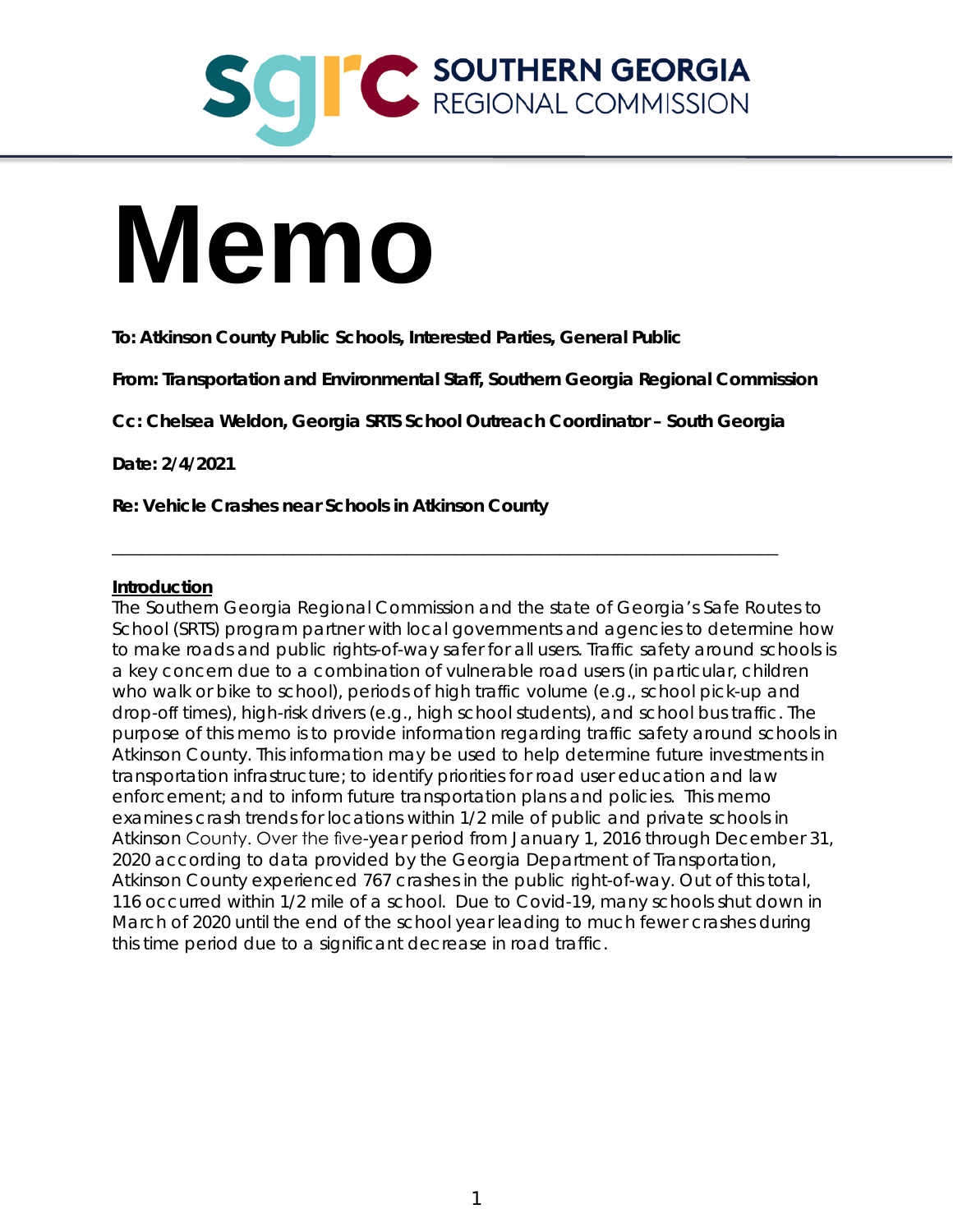SOUTHERN GEORGIA REGIONAL COMMISSION

# Memo

**To: Atkinson County Public Schools, Interested Parties, General Public**

**From: Transportation and Environmental Staff, Southern Georgia Regional Commission**

**Cc: Chelsea Weldon, Georgia SRTS School Outreach Coordinator – South Georgia**

**Date: 2/4/2021**

**Re: Vehicle Crashes near Schools in Atkinson County**

---

**Introduction**

The Southern Georgia Regional Commission and the state of Georgia's Safe Routes to School (SRTS) program partner with local governments and agencies to determine how to make roads and public rights-of-way safer for all users. Traffic safety around schools is a key concern due to a combination of vulnerable road users (in particular, children who walk or bike to school), periods of high traffic volume (e.g., school pick-up and drop-off times), high-risk drivers (e.g., high school students), and school bus traffic. The purpose of this memo is to provide information regarding traffic safety around schools in Atkinson County. This information may be used to help determine future investments in transportation infrastructure; to identify priorities for road user education and law enforcement; and to inform future transportation plans and policies. This memo examines crash trends for locations within 1/2 mile of public and private schools in Atkinson County. Over the five-year period from January 1, 2016 through December 31, 2020 according to data provided by the Georgia Department of Transportation, Atkinson County experienced 767 crashes in the public right-of-way. Out of this total, 116 occurred within 1/2 mile of a school. Due to Covid-19, many schools shut down in March of 2020 until the end of the school year leading to much fewer crashes during this time period due to a significant decrease in road traffic.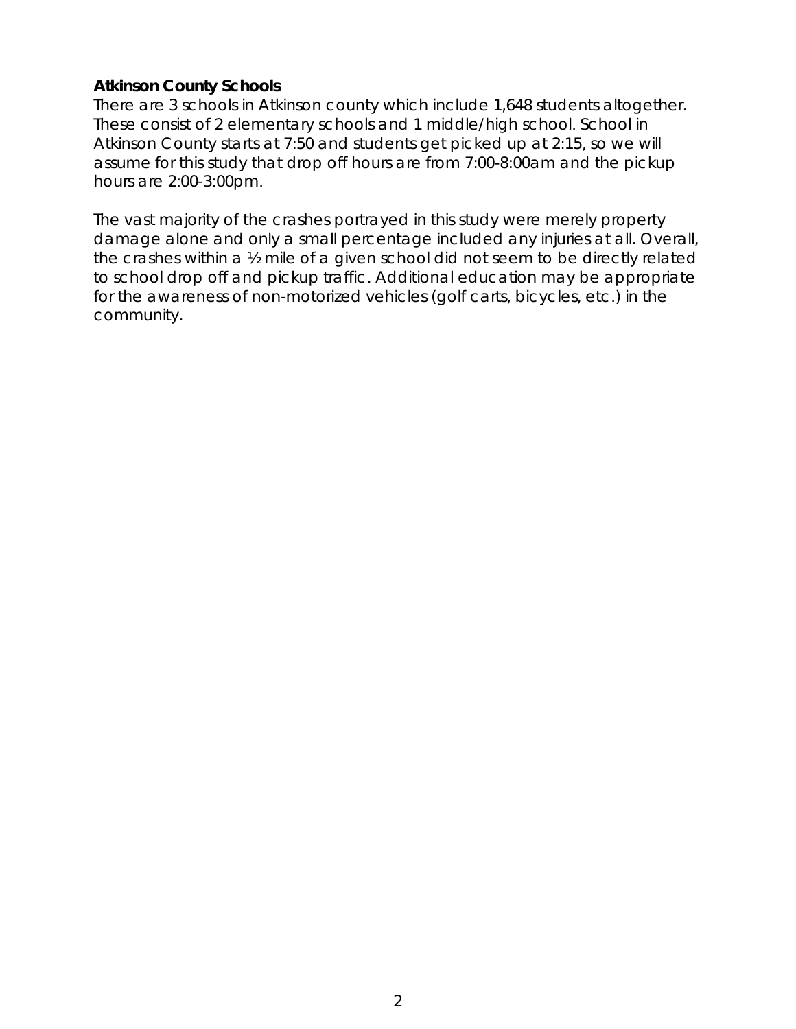**Atkinson County Schools**

There are 3 schools in Atkinson county which include 1,648 students altogether. These consist of 2 elementary schools and 1 middle/high school. School in Atkinson County starts at 7:50 and students get picked up at 2:15, so we will assume for this study that drop off hours are from 7:00-8:00am and the pickup hours are 2:00-3:00pm.

The vast majority of the crashes portrayed in this study were merely property damage alone and only a small percentage included any injuries at all. Overall, the crashes within a ½ mile of a given school did not seem to be directly related to school drop off and pickup traffic. Additional education may be appropriate for the awareness of non-motorized vehicles (golf carts, bicycles, etc.) in the community.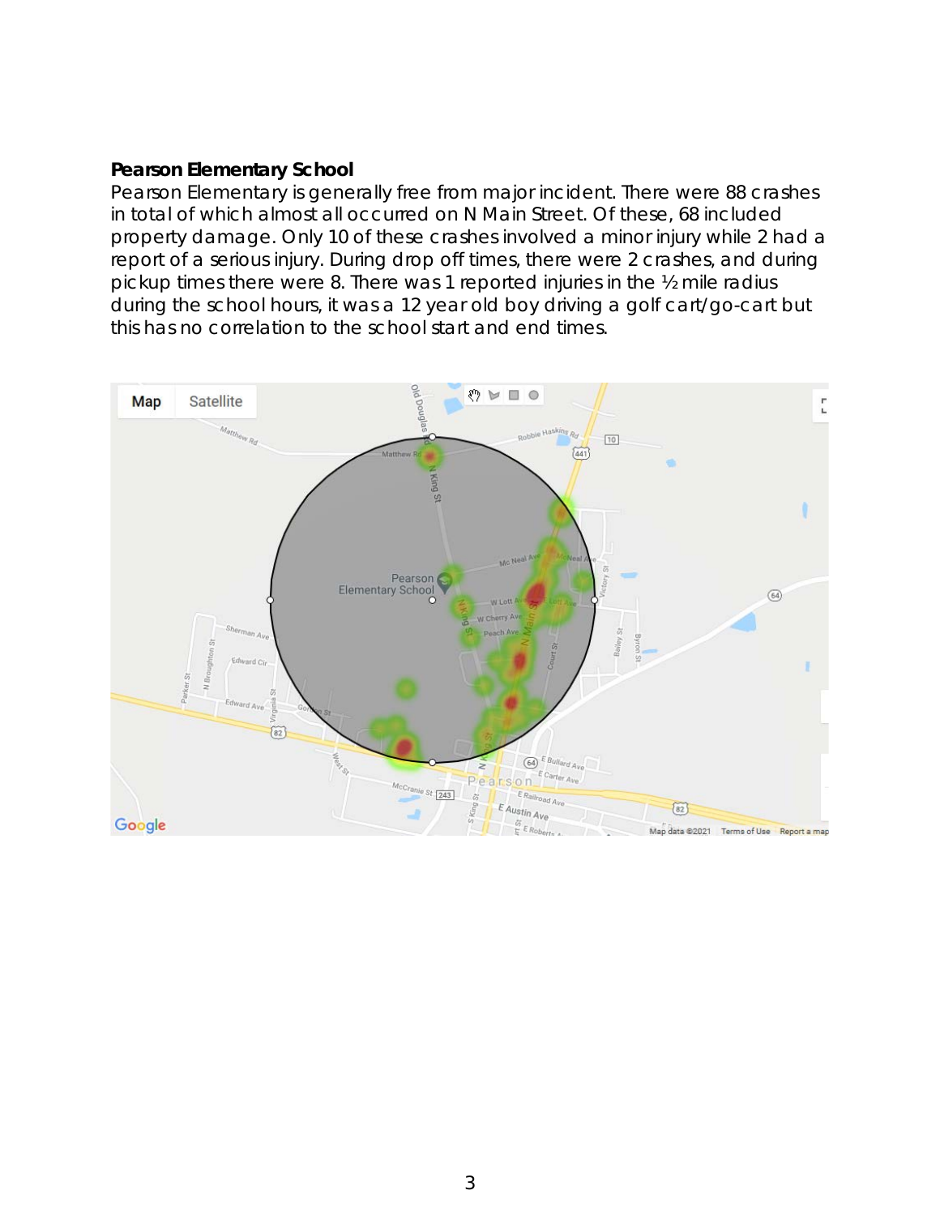**Pearson Elementary School**

Pearson Elementary is generally free from major incident. There were 88 crashes in total of which almost all occurred on N Main Street. Of these, 68 included property damage. Only 10 of these crashes involved a minor injury while 2 had a report of a serious injury. During drop off times, there were 2 crashes, and during pickup times there were 8. There was 1 reported injuries in the ½ mile radius during the school hours, it was a 12 year old boy driving a golf cart/go-cart but this has no correlation to the school start and end times.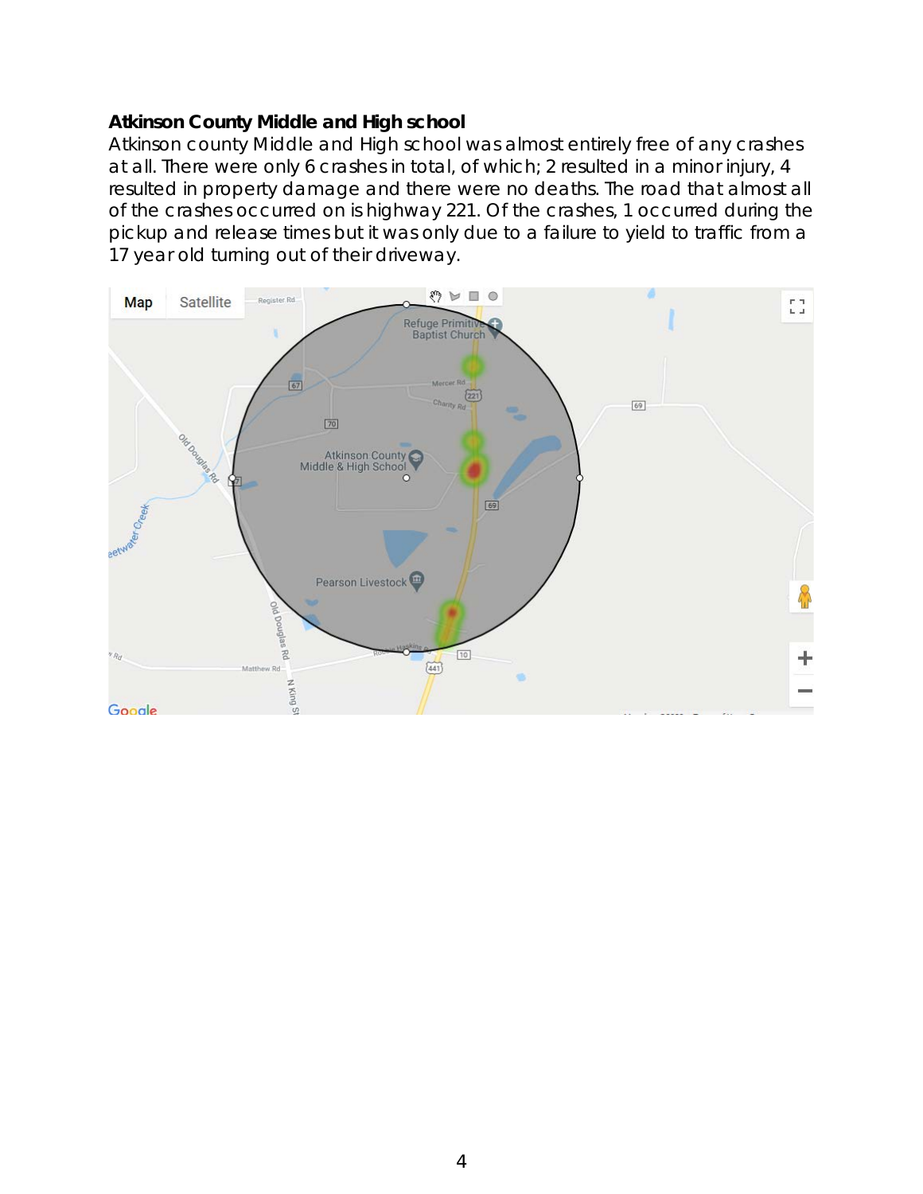**Atkinson County Middle and High school**

Atkinson county Middle and High school was almost entirely free of any crashes at all. There were only 6 crashes in total, of which; 2 resulted in a minor injury, 4 resulted in property damage and there were no deaths. The road that almost all of the crashes occurred on is highway 221. Of the crashes, 1 occurred during the pickup and release times but it was only due to a failure to yield to traffic from a 17 year old turning out of their driveway.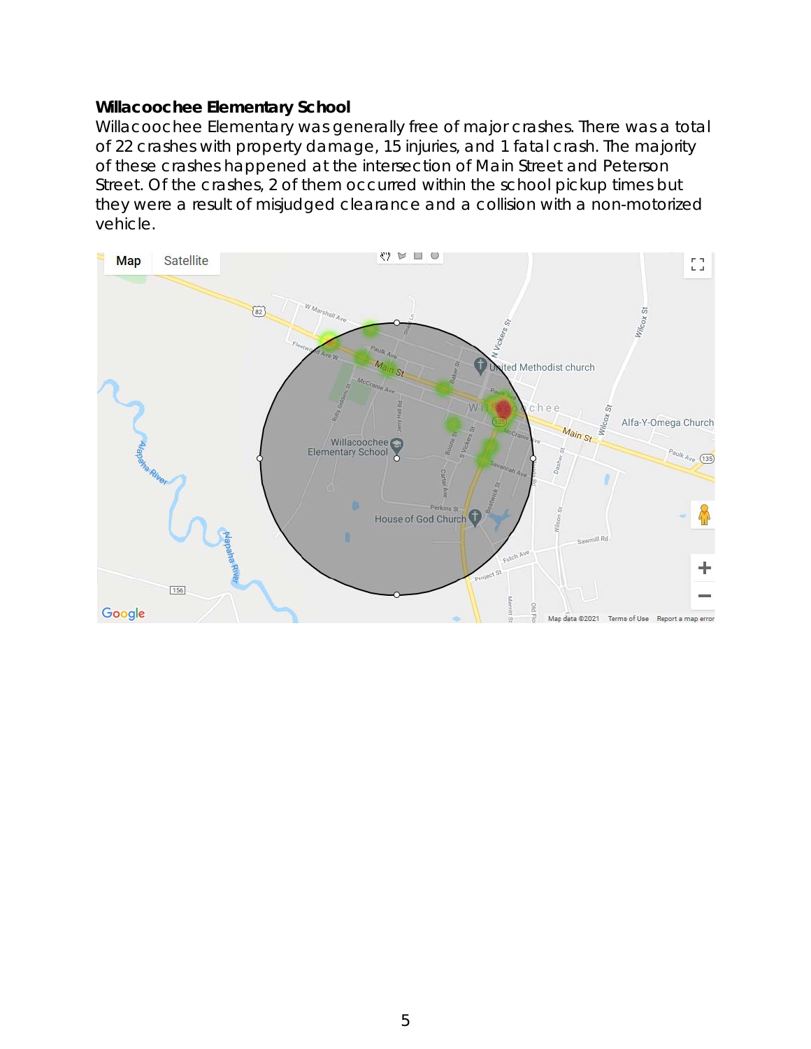### Willacoochee Elementary School

Willacoochee Elementary was generally free of major crashes. There was a total of 22 crashes with property damage, 15 injuries, and 1 fatal crash. The majority of these crashes happened at the intersection of Main Street and Peterson Street. Of the crashes, 2 of them occurred within the school pickup times but they were a result of misjudged clearance and a collision with a non-motorized vehicle.